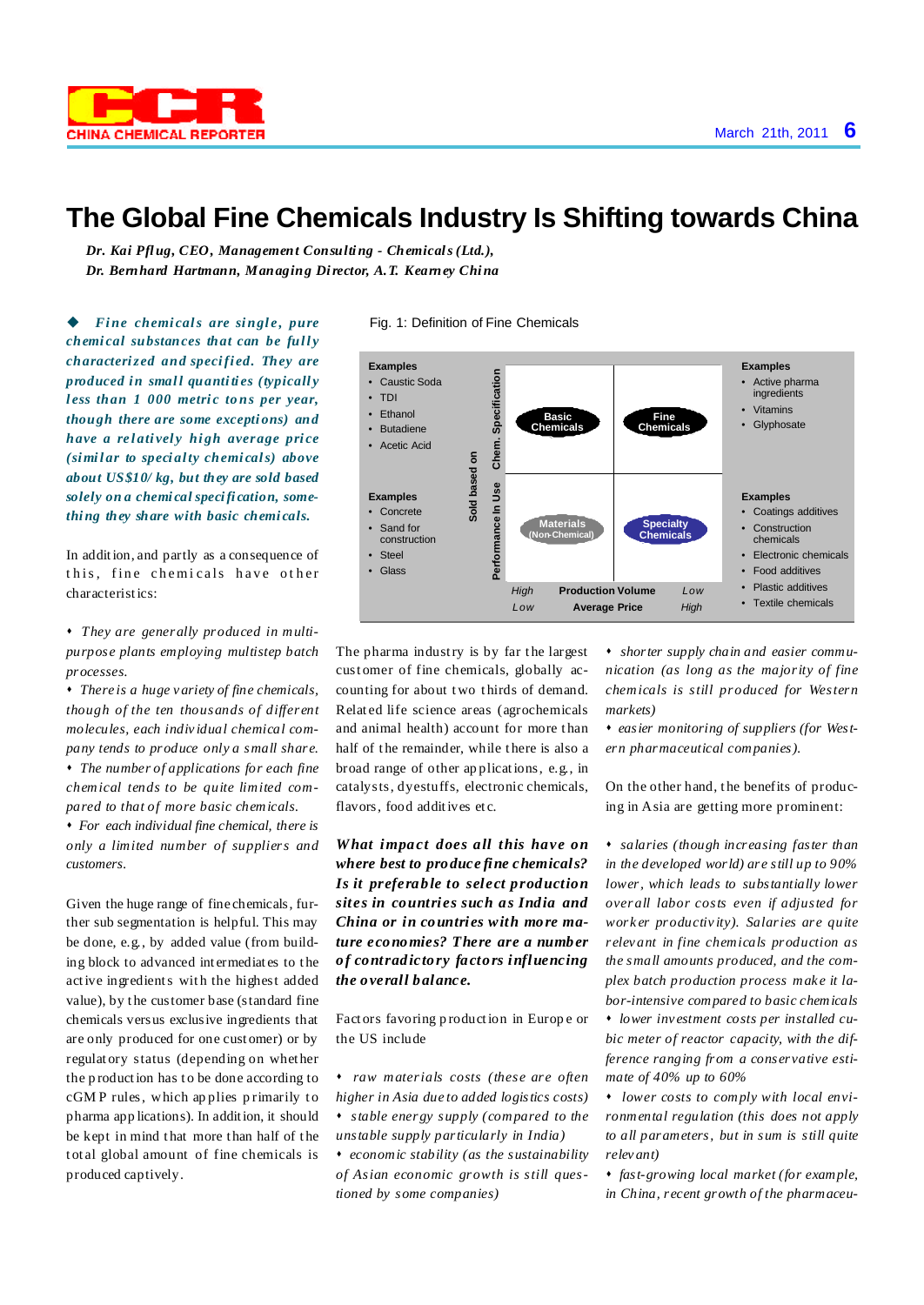# The Global Fine Chemicals Industry Is Shifting towards China

***Dr. Kai Pflug, CEO, Management Consulting - Chemicals (Ltd.),***
***Dr. Bernhard Hartmann, Managing Director, A.T. Kearney China***

◆ ***Fine chemicals are single, pure chemical substances that can be fully characterized and specified. They are produced in small quantities (typically less than 1 000 metric tons per year, though there are some exceptions) and have a relatively high average price (similar to specialty chemicals) above about US$10/ kg, but they are sold based solely on a chemical specification, something they share with basic chemicals.***

In addition, and partly as a consequence of this, fine chemicals have other characteristics:

- *They are generally produced in multipurpose plants employing multistep batch processes.*
- *There is a huge variety of fine chemicals, though of the ten thousands of different molecules, each individual chemical company tends to produce only a small share.*
- *The number of applications for each fine chemical tends to be quite limited compared to that of more basic chemicals.*
- *For each individual fine chemical, there is only a limited number of suppliers and customers.*

Given the huge range of fine chemicals, further sub segmentation is helpful. This may be done, e.g., by added value (from building block to advanced intermediates to the active ingredients with the highest added value), by the customer base (standard fine chemicals versus exclusive ingredients that are only produced for one customer) or by regulatory status (depending on whether the production has to be done according to cGMP rules, which applies primarily to pharma applications). In addition, it should be kept in mind that more than half of the total global amount of fine chemicals is produced captively.

Fig. 1: Definition of Fine Chemicals

| | Sold based on | High Production Volume / Low Average Price | Low Production Volume / High Average Price | |
|---|---|---|---|---|
| **Examples**: Caustic Soda, TDI, Ethanol, Butadiene, Acetic Acid | Chem. Specification | Basic Chemicals | Fine Chemicals | **Examples**: Active pharma ingredients, Vitamins, Glyphosate |
| **Examples**: Concrete, Sand for construction, Steel, Glass | Performance in Use | Materials (Non-Chemical) | Specialty Chemicals | **Examples**: Coatings additives, Construction chemicals, Electronic chemicals, Food additives, Plastic additives, Textile chemicals |

The pharma industry is by far the largest customer of fine chemicals, globally accounting for about two thirds of demand. Related life science areas (agrochemicals and animal health) account for more than half of the remainder, while there is also a broad range of other applications, e.g., in catalysts, dyestuffs, electronic chemicals, flavors, food additives etc.

***What impact does all this have on where best to produce fine chemicals? Is it preferable to select production sites in countries such as India and China or in countries with more mature economies? There are a number of contradictory factors influencing the overall balance.***

Factors favoring production in Europe or the US include

- *raw materials costs (these are often higher in Asia due to added logistics costs)*
- *stable energy supply (compared to the unstable supply particularly in India)*
- *economic stability (as the sustainability of Asian economic growth is still questioned by some companies)*
- *shorter supply chain and easier communication (as long as the majority of fine chemicals is still produced for Western markets)*
- *easier monitoring of suppliers (for Western pharmaceutical companies).*

On the other hand, the benefits of producing in Asia are getting more prominent:

- *salaries (though increasing faster than in the developed world) are still up to 90% lower, which leads to substantially lower overall labor costs even if adjusted for worker productivity). Salaries are quite relevant in fine chemicals production as the small amounts produced, and the complex batch production process make it labor-intensive compared to basic chemicals*
- *lower investment costs per installed cubic meter of reactor capacity, with the difference ranging from a conservative estimate of 40% up to 60%*
- *lower costs to comply with local environmental regulation (this does not apply to all parameters, but in sum is still quite relevant)*
- *fast-growing local market (for example, in China, recent growth of the pharmaceu-*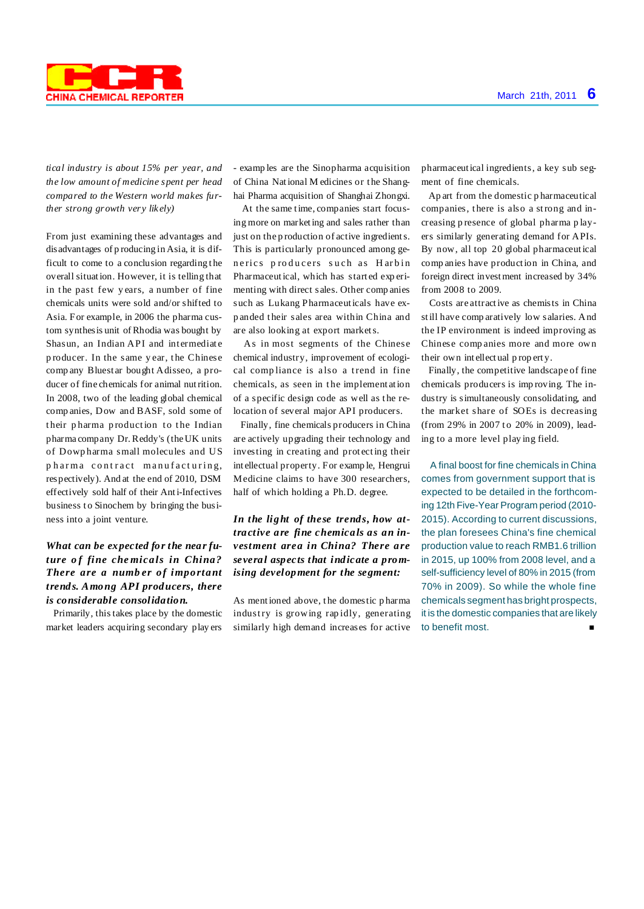*tical industry is about 15% per year, and the low amount of medicine spent per head compared to the Western world makes further strong growth very likely)*

From just examining these advantages and disadvantages of producing in Asia, it is difficult to come to a conclusion regarding the overall situation. However, it is telling that in the past few years, a number of fine chemicals units were sold and/or shifted to Asia. For example, in 2006 the pharma custom synthesis unit of Rhodia was bought by Shasun, an Indian API and intermediate producer. In the same year, the Chinese company Bluestar bought Adisseo, a producer of fine chemicals for animal nutrition. In 2008, two of the leading global chemical companies, Dow and BASF, sold some of their pharma production to the Indian pharma company Dr. Reddy's (the UK units of Dowpharma small molecules and US pharma contract manufacturing, respectively). And at the end of 2010, DSM effectively sold half of their Anti-Infectives business to Sinochem by bringing the business into a joint venture.

***What can be expected for the near future of fine chemicals in China? There are a number of important trends. Among API producers, there is considerable consolidation.***

Primarily, this takes place by the domestic market leaders acquiring secondary players - examples are the Sinopharma acquisition of China National Medicines or the Shanghai Pharma acquisition of Shanghai Zhongxi.

At the same time, companies start focusing more on marketing and sales rather than just on the production of active ingredients. This is particularly pronounced among generics producers such as Harbin Pharmaceutical, which has started experimenting with direct sales. Other companies such as Lukang Pharmaceuticals have expanded their sales area within China and are also looking at export markets.

As in most segments of the Chinese chemical industry, improvement of ecological compliance is also a trend in fine chemicals, as seen in the implementation of a specific design code as well as the relocation of several major API producers.

Finally, fine chemicals producers in China are actively upgrading their technology and investing in creating and protecting their intellectual property. For example, Hengrui Medicine claims to have 300 researchers, half of which holding a Ph.D. degree.

***In the light of these trends, how attractive are fine chemicals as an investment area in China? There are several aspects that indicate a promising development for the segment:***

As mentioned above, the domestic pharma industry is growing rapidly, generating similarly high demand increases for active pharmaceutical ingredients, a key sub segment of fine chemicals.

Apart from the domestic pharmaceutical companies, there is also a strong and increasing presence of global pharma players similarly generating demand for APIs. By now, all top 20 global pharmaceutical companies have production in China, and foreign direct investment increased by 34% from 2008 to 2009.

Costs are attractive as chemists in China still have comparatively low salaries. And the IP environment is indeed improving as Chinese companies more and more own their own intellectual property.

Finally, the competitive landscape of fine chemicals producers is improving. The industry is simultaneously consolidating, and the market share of SOEs is decreasing (from 29% in 2007 to 20% in 2009), leading to a more level playing field.

A final boost for fine chemicals in China comes from government support that is expected to be detailed in the forthcoming 12th Five-Year Program period (2010-2015). According to current discussions, the plan foresees China's fine chemical production value to reach RMB1.6 trillion in 2015, up 100% from 2008 level, and a self-sufficiency level of 80% in 2015 (from 70% in 2009). So while the whole fine chemicals segment has bright prospects, it is the domestic companies that are likely to benefit most. ■